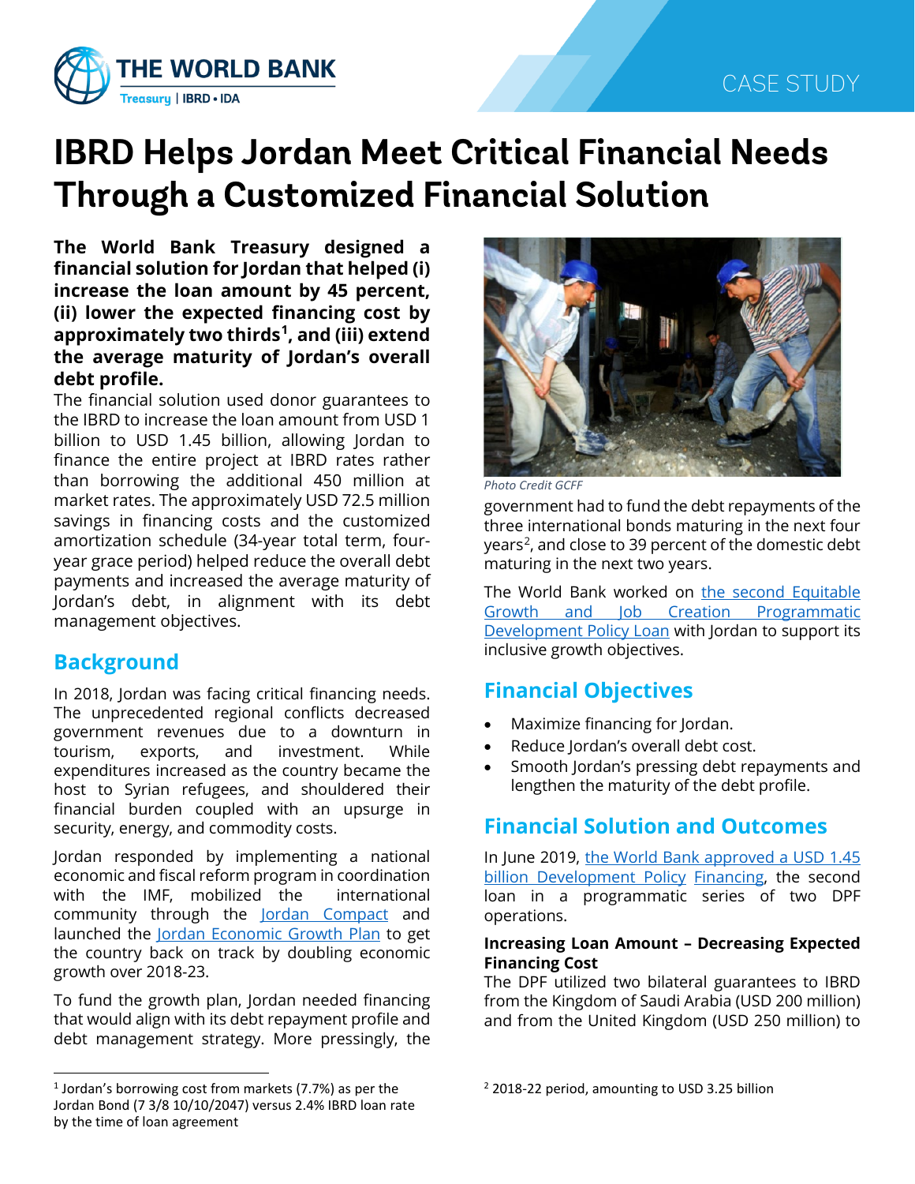THE WORLD BANK
Treasury | IBRD • IDA

CASE STUDY

# IBRD Helps Jordan Meet Critical Financial Needs Through a Customized Financial Solution

**The World Bank Treasury designed a financial solution for Jordan that helped (i) increase the loan amount by 45 percent, (ii) lower the expected financing cost by approximately two thirds[1], and (iii) extend the average maturity of Jordan's overall debt profile.**

The financial solution used donor guarantees to the IBRD to increase the loan amount from USD 1 billion to USD 1.45 billion, allowing Jordan to finance the entire project at IBRD rates rather than borrowing the additional 450 million at market rates. The approximately USD 72.5 million savings in financing costs and the customized amortization schedule (34-year total term, four-year grace period) helped reduce the overall debt payments and increased the average maturity of Jordan's debt, in alignment with its debt management objectives.

## Background

In 2018, Jordan was facing critical financing needs. The unprecedented regional conflicts decreased government revenues due to a downturn in tourism, exports, and investment. While expenditures increased as the country became the host to Syrian refugees, and shouldered their financial burden coupled with an upsurge in security, energy, and commodity costs.

Jordan responded by implementing a national economic and fiscal reform program in coordination with the IMF, mobilized the international community through the Jordan Compact and launched the Jordan Economic Growth Plan to get the country back on track by doubling economic growth over 2018-23.

To fund the growth plan, Jordan needed financing that would align with its debt repayment profile and debt management strategy. More pressingly, the government had to fund the debt repayments of the three international bonds maturing in the next four years[2], and close to 39 percent of the domestic debt maturing in the next two years.

*Photo Credit GCFF*

The World Bank worked on the second Equitable Growth and Job Creation Programmatic Development Policy Loan with Jordan to support its inclusive growth objectives.

## Financial Objectives

- Maximize financing for Jordan.
- Reduce Jordan's overall debt cost.
- Smooth Jordan's pressing debt repayments and lengthen the maturity of the debt profile.

## Financial Solution and Outcomes

In June 2019, the World Bank approved a USD 1.45 billion Development Policy Financing, the second loan in a programmatic series of two DPF operations.

**Increasing Loan Amount – Decreasing Expected Financing Cost**

The DPF utilized two bilateral guarantees to IBRD from the Kingdom of Saudi Arabia (USD 200 million) and from the United Kingdom (USD 250 million) to

---

[1] Jordan's borrowing cost from markets (7.7%) as per the Jordan Bond (7 3/8 10/10/2047) versus 2.4% IBRD loan rate by the time of loan agreement

[2] 2018-22 period, amounting to USD 3.25 billion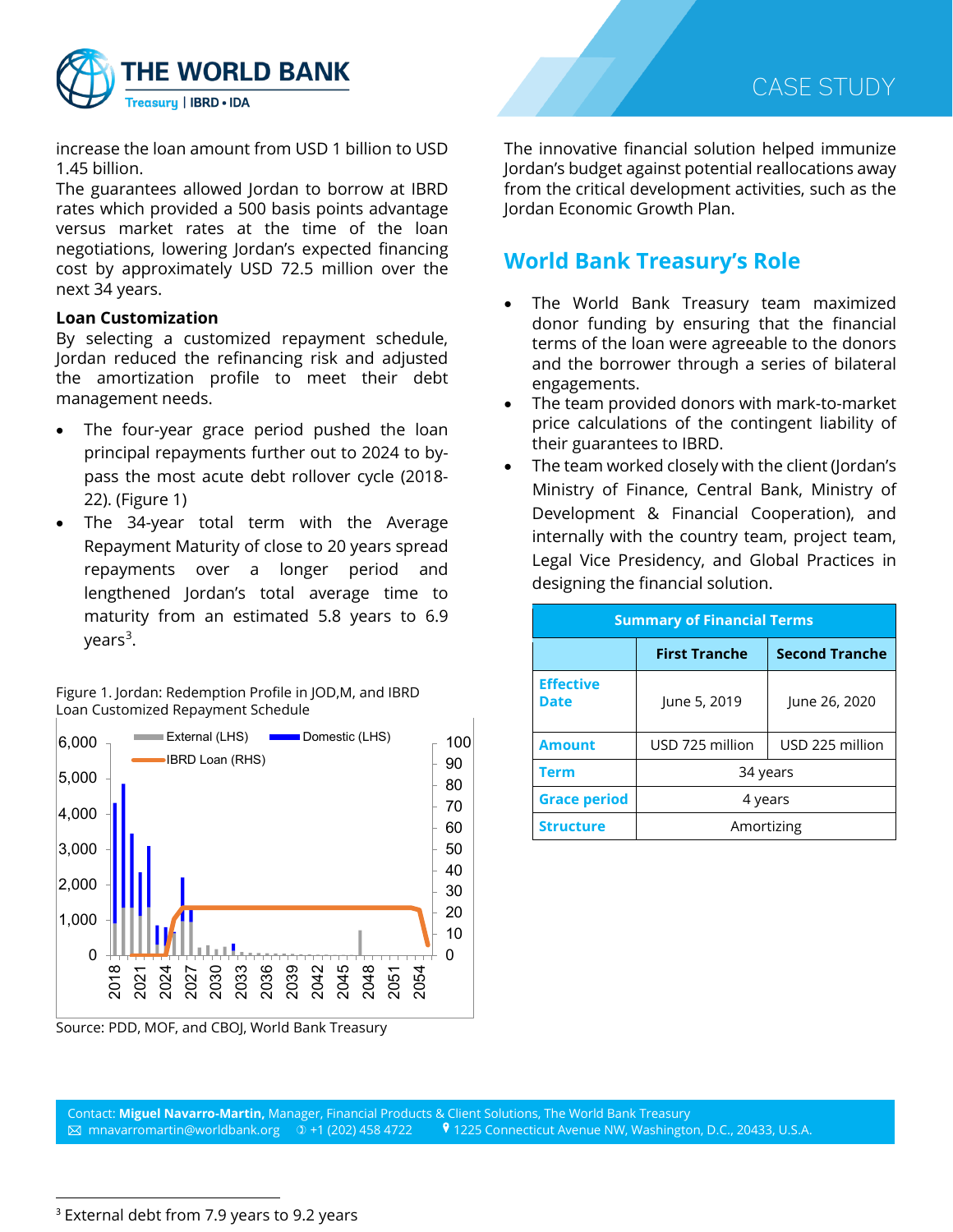increase the loan amount from USD 1 billion to USD 1.45 billion.

The guarantees allowed Jordan to borrow at IBRD rates which provided a 500 basis points advantage versus market rates at the time of the loan negotiations, lowering Jordan's expected financing cost by approximately USD 72.5 million over the next 34 years.

**Loan Customization**

By selecting a customized repayment schedule, Jordan reduced the refinancing risk and adjusted the amortization profile to meet their debt management needs.

- The four-year grace period pushed the loan principal repayments further out to 2024 to by-pass the most acute debt rollover cycle (2018-22). (Figure 1)
- The 34-year total term with the Average Repayment Maturity of close to 20 years spread repayments over a longer period and lengthened Jordan's total average time to maturity from an estimated 5.8 years to 6.9 years[3].

Figure 1. Jordan: Redemption Profile in JOD,M, and IBRD Loan Customized Repayment Schedule

External (LHS)
Domestic (LHS)
IBRD Loan (RHS)

6,000
5,000
4,000
3,000
2,000
1,000
0

100
90
80
70
60
50
40
30
20
10
0

2018
2021
2024
2027
2030
2033
2036
2039
2042
2045
2048
2051
2054

Source: PDD, MOF, and CBOJ, World Bank Treasury

The innovative financial solution helped immunize Jordan's budget against potential reallocations away from the critical development activities, such as the Jordan Economic Growth Plan.

## World Bank Treasury's Role

- The World Bank Treasury team maximized donor funding by ensuring that the financial terms of the loan were agreeable to the donors and the borrower through a series of bilateral engagements.
- The team provided donors with mark-to-market price calculations of the contingent liability of their guarantees to IBRD.
- The team worked closely with the client (Jordan's Ministry of Finance, Central Bank, Ministry of Development & Financial Cooperation), and internally with the country team, project team, Legal Vice Presidency, and Global Practices in designing the financial solution.

| Summary of Financial Terms | | |
|---|---|---|
| | **First Tranche** | **Second Tranche** |
| **Effective Date** | June 5, 2019 | June 26, 2020 |
| **Amount** | USD 725 million | USD 225 million |
| **Term** | 34 years | |
| **Grace period** | 4 years | |
| **Structure** | Amortizing | |

Contact: **Miguel Navarro-Martin,** Manager, Financial Products & Client Solutions, The World Bank Treasury
mnavarromartin@worldbank.org +1 (202) 458 4722 1225 Connecticut Avenue NW, Washington, D.C., 20433, U.S.A.

[3] External debt from 7.9 years to 9.2 years